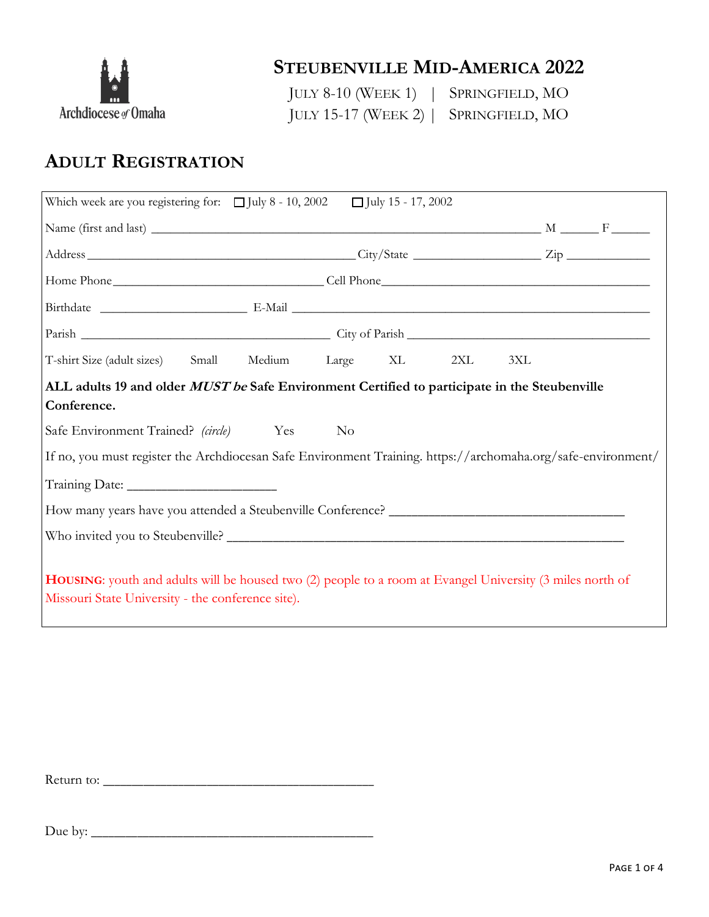Archdiocese of Omaha

# Steubenville Mid-America 2022

July 8-10 (Week 1) | Springfield, MO
July 15-17 (Week 2) | Springfield, MO

## Adult Registration

Which week are you registering for: ☐ July 8 - 10, 2002 ☐ July 15 - 17, 2002

Name (first and last) ________________________________________________________________ M ______ F ______

Address ____________________________________________ City/State ____________________ Zip _____________

Home Phone ________________________________ Cell Phone __________________________________________

Birthdate ______________________ E-Mail ______________________________________________________

Parish ______________________________________ City of Parish ______________________________________

T-shirt Size (adult sizes) Small Medium Large XL 2XL 3XL

**ALL adults 19 and older *MUST be* Safe Environment Certified to participate in the Steubenville Conference.**

Safe Environment Trained? *(circle)* Yes No

If no, you must register the Archdiocesan Safe Environment Training. https://archomaha.org/safe-environment/

Training Date: _____________________

How many years have you attended a Steubenville Conference? __________________________________

Who invited you to Steubenville? ____________________________________________________________

**Housing**: youth and adults will be housed two (2) people to a room at Evangel University (3 miles north of Missouri State University - the conference site).

Return to: ________________________________________

Due by: __________________________________________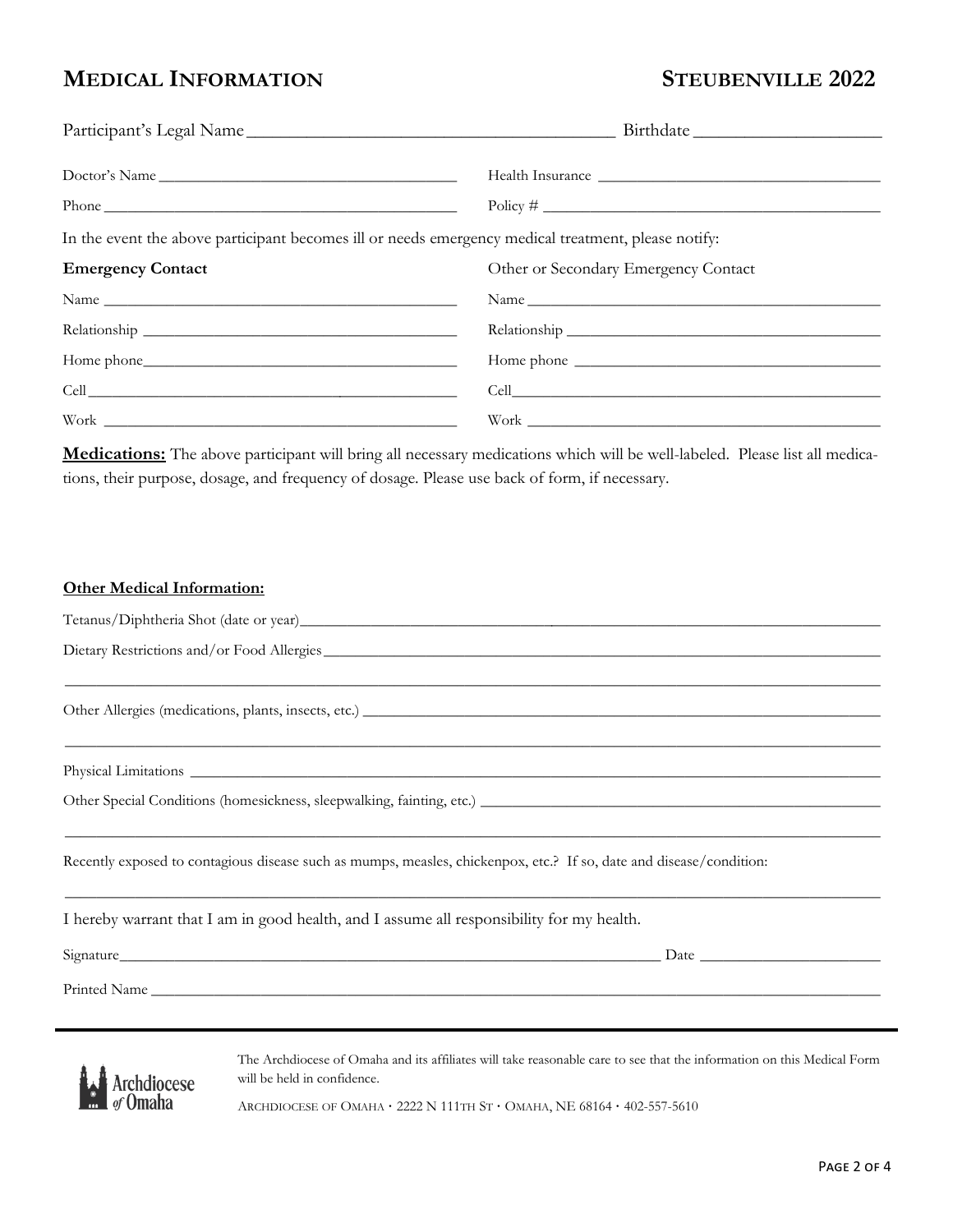# MEDICAL INFORMATION — STEUBENVILLE 2022

Participant's Legal Name ________________________________ Birthdate ____________________

Doctor's Name ________________________________ Health Insurance ________________________________

Phone ________________________________ Policy # ________________________________

In the event the above participant becomes ill or needs emergency medical treatment, please notify:

| **Emergency Contact** | Other or Secondary Emergency Contact |
|---|---|
| Name ____________________ | Name ____________________ |
| Relationship ____________________ | Relationship ____________________ |
| Home phone ____________________ | Home phone ____________________ |
| Cell ____________________ | Cell ____________________ |
| Work ____________________ | Work ____________________ |

**Medications:** The above participant will bring all necessary medications which will be well-labeled. Please list all medications, their purpose, dosage, and frequency of dosage. Please use back of form, if necessary.

**Other Medical Information:**

Tetanus/Diphtheria Shot (date or year) ________________________________

Dietary Restrictions and/or Food Allergies ________________________________

________________________________________________________________

Other Allergies (medications, plants, insects, etc.) ________________________________

________________________________________________________________

Physical Limitations ________________________________

Other Special Conditions (homesickness, sleepwalking, fainting, etc.) ________________________________

________________________________________________________________

Recently exposed to contagious disease such as mumps, measles, chickenpox, etc.? If so, date and disease/condition:

________________________________________________________________

I hereby warrant that I am in good health, and I assume all responsibility for my health.

Signature ________________________________ Date ____________________

Printed Name ________________________________

Archdiocese of Omaha

The Archdiocese of Omaha and its affiliates will take reasonable care to see that the information on this Medical Form will be held in confidence.

ARCHDIOCESE OF OMAHA · 2222 N 111TH ST · OMAHA, NE 68164 · 402-557-5610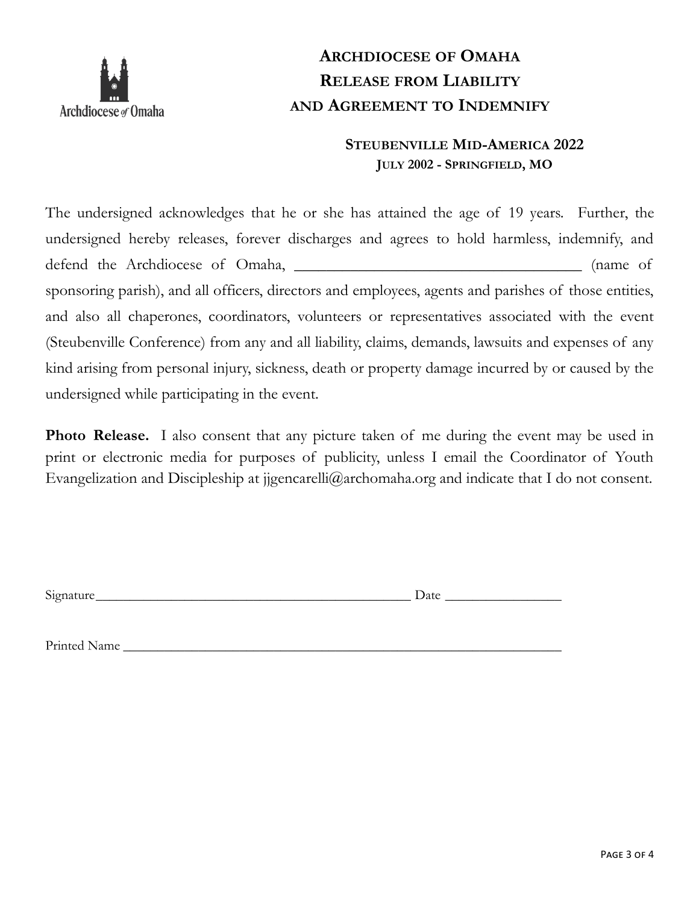Archdiocese of Omaha

# Archdiocese of Omaha Release from Liability and Agreement to Indemnify

## Steubenville Mid-America 2022

### July 2002 - Springfield, MO

The undersigned acknowledges that he or she has attained the age of 19 years. Further, the undersigned hereby releases, forever discharges and agrees to hold harmless, indemnify, and defend the Archdiocese of Omaha, ______________________________________ (name of sponsoring parish), and all officers, directors and employees, agents and parishes of those entities, and also all chaperones, coordinators, volunteers or representatives associated with the event (Steubenville Conference) from any and all liability, claims, demands, lawsuits and expenses of any kind arising from personal injury, sickness, death or property damage incurred by or caused by the undersigned while participating in the event.

**Photo Release.** I also consent that any picture taken of me during the event may be used in print or electronic media for purposes of publicity, unless I email the Coordinator of Youth Evangelization and Discipleship at jjgencarelli@archomaha.org and indicate that I do not consent.

Signature_______________________________________________ Date _________________

Printed Name ____________________________________________________________________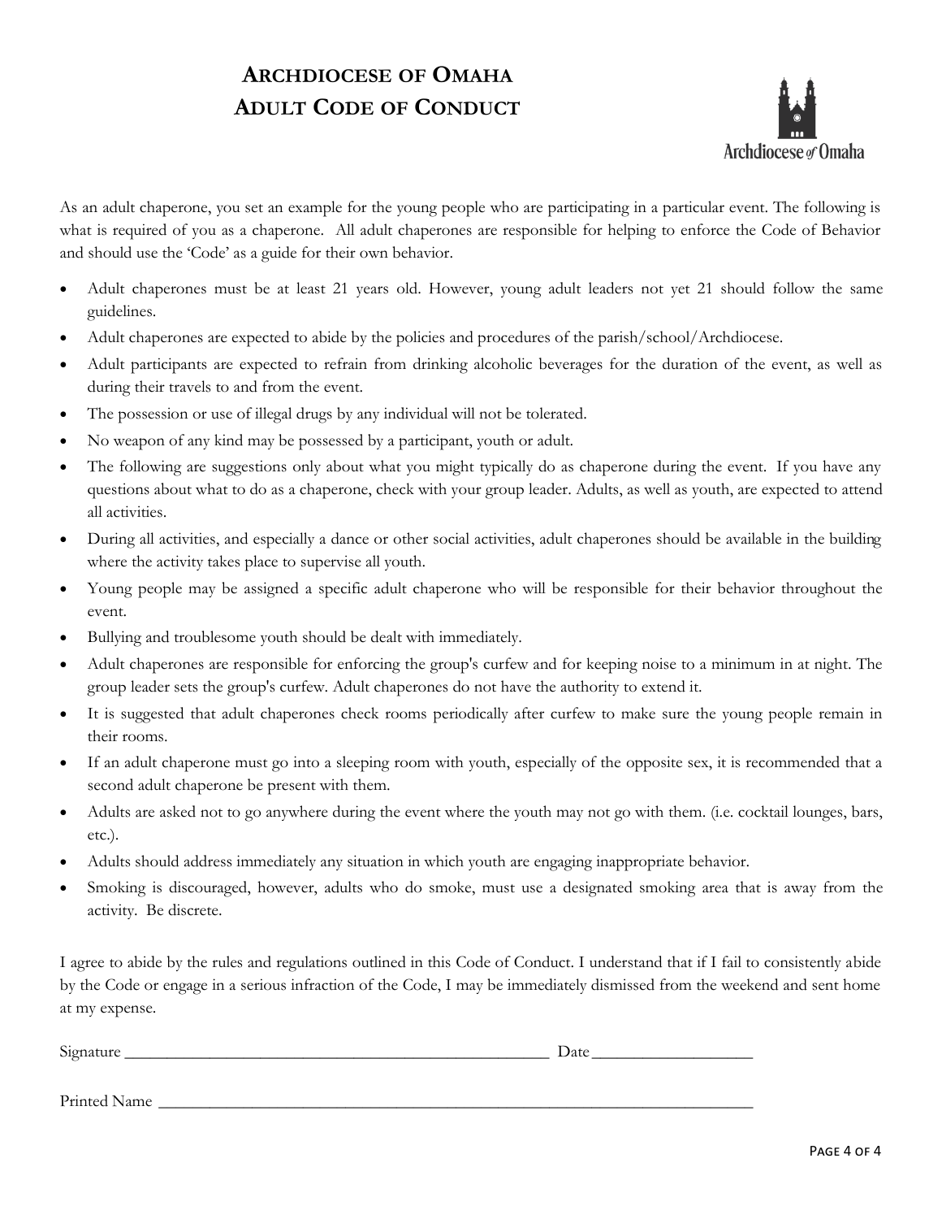# ARCHDIOCESE OF OMAHA
# ADULT CODE OF CONDUCT

Archdiocese of Omaha

As an adult chaperone, you set an example for the young people who are participating in a particular event. The following is what is required of you as a chaperone. All adult chaperones are responsible for helping to enforce the Code of Behavior and should use the 'Code' as a guide for their own behavior.

- Adult chaperones must be at least 21 years old. However, young adult leaders not yet 21 should follow the same guidelines.
- Adult chaperones are expected to abide by the policies and procedures of the parish/school/Archdiocese.
- Adult participants are expected to refrain from drinking alcoholic beverages for the duration of the event, as well as during their travels to and from the event.
- The possession or use of illegal drugs by any individual will not be tolerated.
- No weapon of any kind may be possessed by a participant, youth or adult.
- The following are suggestions only about what you might typically do as chaperone during the event. If you have any questions about what to do as a chaperone, check with your group leader. Adults, as well as youth, are expected to attend all activities.
- During all activities, and especially a dance or other social activities, adult chaperones should be available in the building where the activity takes place to supervise all youth.
- Young people may be assigned a specific adult chaperone who will be responsible for their behavior throughout the event.
- Bullying and troublesome youth should be dealt with immediately.
- Adult chaperones are responsible for enforcing the group's curfew and for keeping noise to a minimum in at night. The group leader sets the group's curfew. Adult chaperones do not have the authority to extend it.
- It is suggested that adult chaperones check rooms periodically after curfew to make sure the young people remain in their rooms.
- If an adult chaperone must go into a sleeping room with youth, especially of the opposite sex, it is recommended that a second adult chaperone be present with them.
- Adults are asked not to go anywhere during the event where the youth may not go with them. (i.e. cocktail lounges, bars, etc.).
- Adults should address immediately any situation in which youth are engaging inappropriate behavior.
- Smoking is discouraged, however, adults who do smoke, must use a designated smoking area that is away from the activity. Be discrete.

I agree to abide by the rules and regulations outlined in this Code of Conduct. I understand that if I fail to consistently abide by the Code or engage in a serious infraction of the Code, I may be immediately dismissed from the weekend and sent home at my expense.

Signature ____________________________________________________ Date ___________________

Printed Name ___________________________________________________________________________